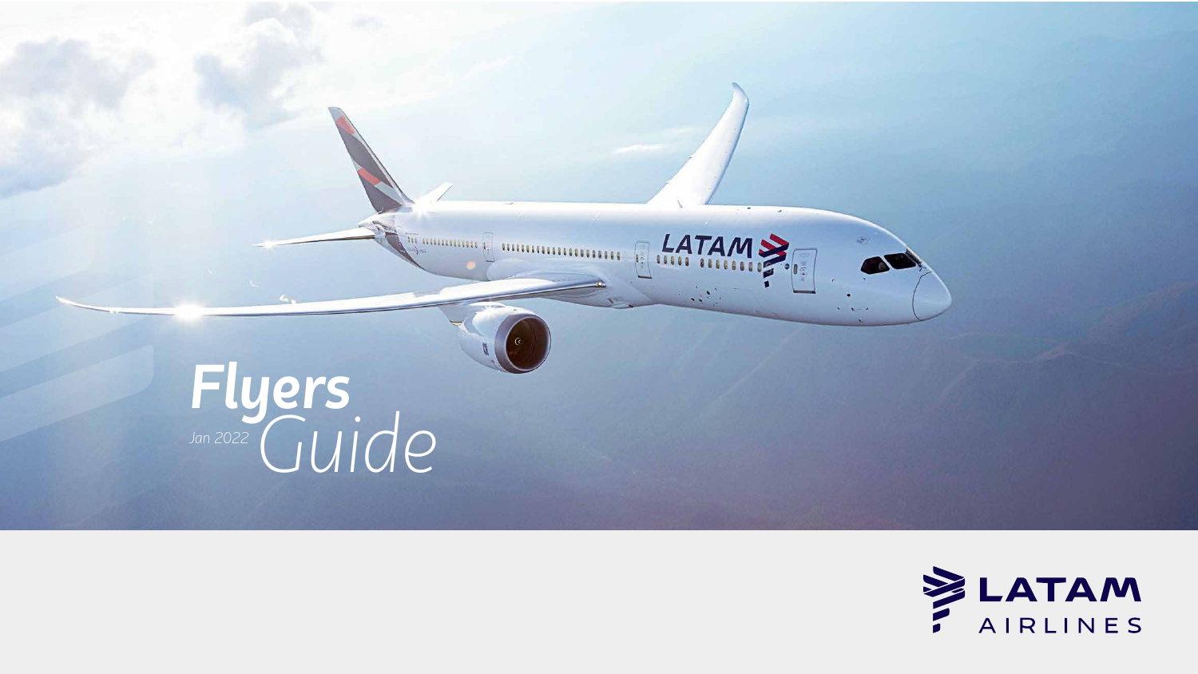# Flyers Guide

*Jan 2022*

LATAM AIRLINES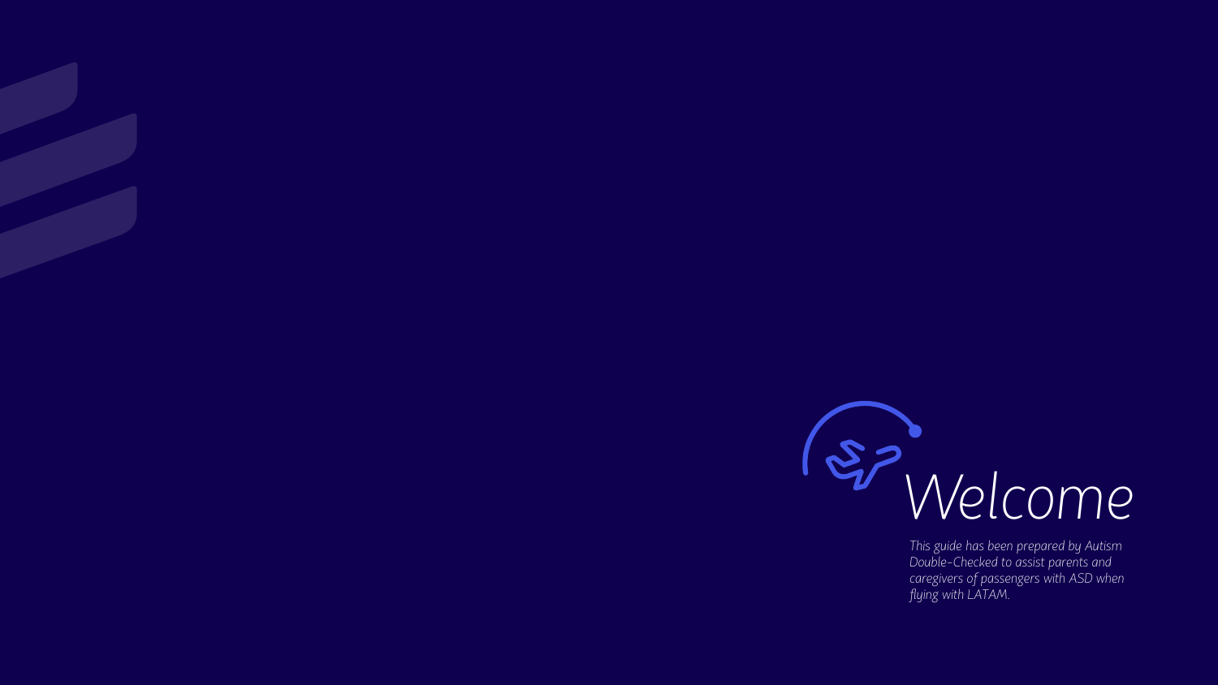# *Welcome*

*This guide has been prepared by Autism Double-Checked to assist parents and caregivers of passengers with ASD when flying with LATAM.*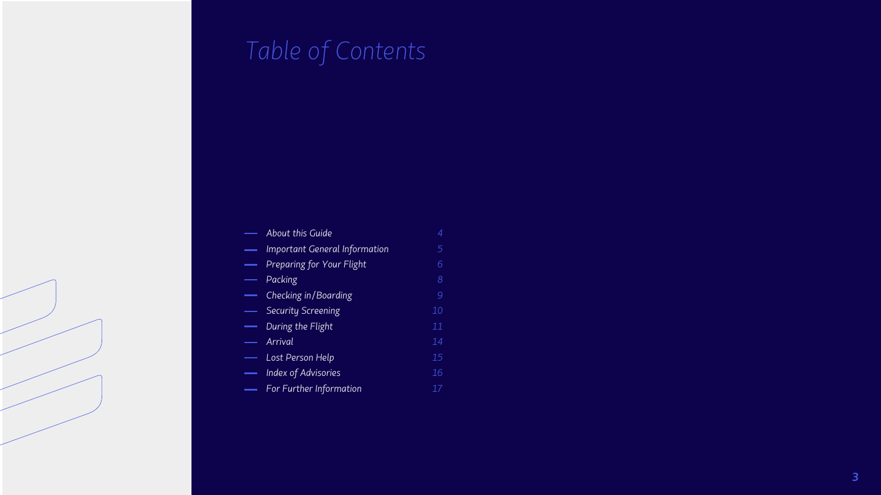# Table of Contents

- About this Guide — 4
- Important General Information — 5
- Preparing for Your Flight — 6
- Packing — 8
- Checking in/Boarding — 9
- Security Screening — 10
- During the Flight — 11
- Arrival — 14
- Lost Person Help — 15
- Index of Advisories — 16
- For Further Information — 17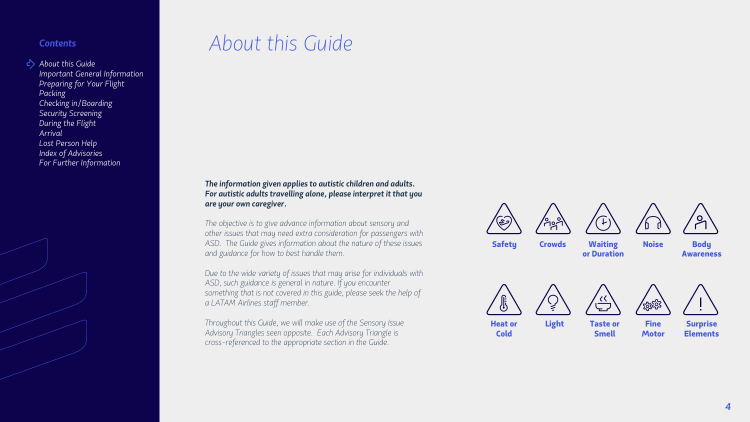**Contents**

- About this Guide
- Important General Information
- Preparing for Your Flight
- Packing
- Checking in/Boarding
- Security Screening
- During the Flight
- Arrival
- Lost Person Help
- Index of Advisories
- For Further Information

# *About this Guide*

***The information given applies to autistic children and adults. For autistic adults travelling alone, please interpret it that you are your own caregiver.***

*The objective is to give advance information about sensory and other issues that may need extra consideration for passengers with ASD. The Guide gives information about the nature of these issues and guidance for how to best handle them.*

*Due to the wide variety of issues that may arise for individuals with ASD, such guidance is general in nature. If you encounter something that is not covered in this guide, please seek the help of a LATAM Airlines staff member.*

*Throughout this Guide, we will make use of the Sensory Issue Advisory Triangles seen opposite. Each Advisory Triangle is cross-referenced to the appropriate section in the Guide.*

**Safety** | **Crowds** | **Waiting or Duration** | **Noise** | **Body Awareness**

**Heat or Cold** | **Light** | **Taste or Smell** | **Fine Motor** | **Surprise Elements**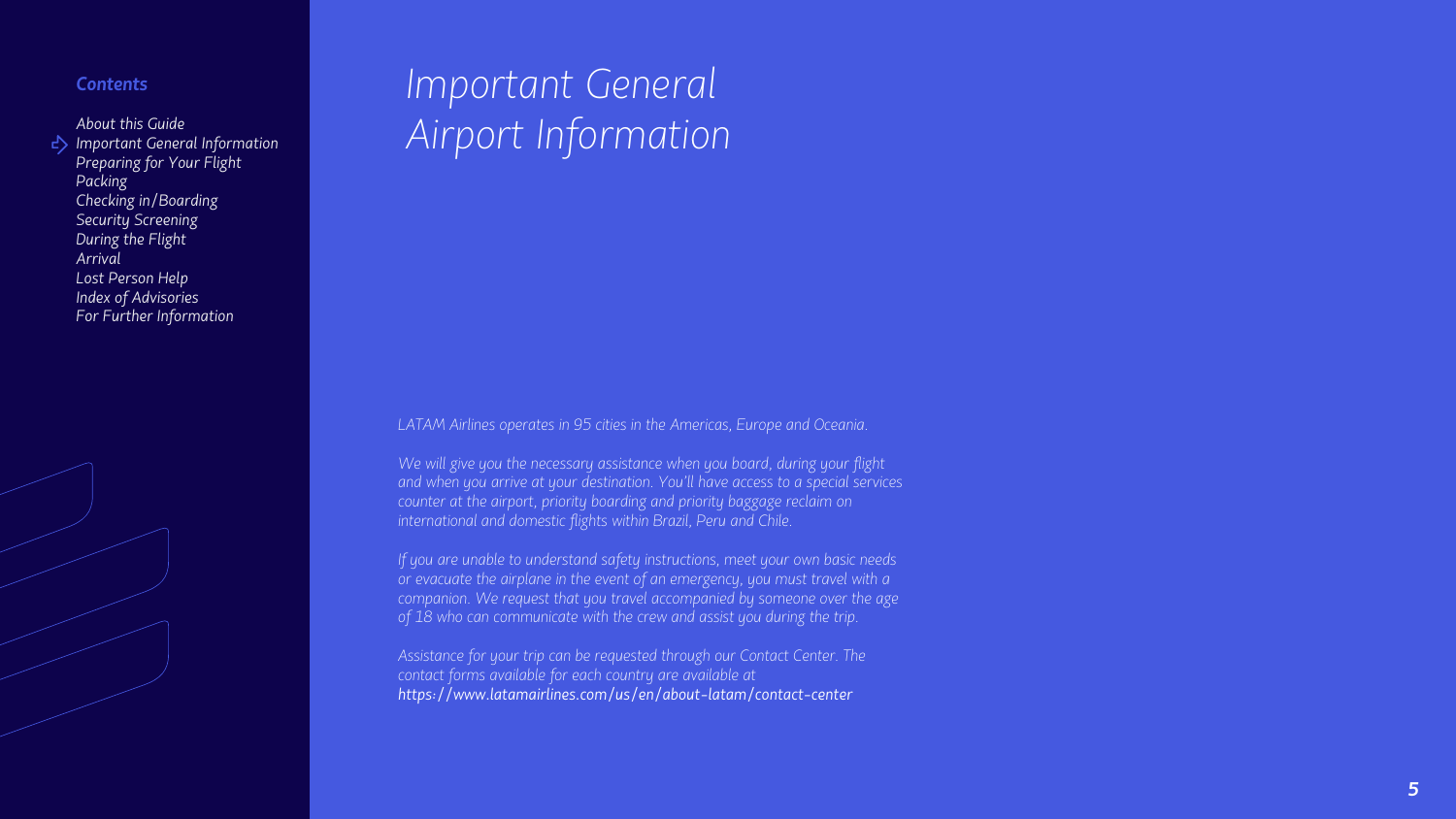**Contents**

- About this Guide
- Important General Information
- Preparing for Your Flight
- Packing
- Checking in/Boarding
- Security Screening
- During the Flight
- Arrival
- Lost Person Help
- Index of Advisories
- For Further Information

# Important General Airport Information

LATAM Airlines operates in 95 cities in the Americas, Europe and Oceania.

We will give you the necessary assistance when you board, during your flight and when you arrive at your destination. You'll have access to a special services counter at the airport, priority boarding and priority baggage reclaim on international and domestic flights within Brazil, Peru and Chile.

If you are unable to understand safety instructions, meet your own basic needs or evacuate the airplane in the event of an emergency, you must travel with a companion. We request that you travel accompanied by someone over the age of 18 who can communicate with the crew and assist you during the trip.

Assistance for your trip can be requested through our Contact Center. The contact forms available for each country are available at https://www.latamairlines.com/us/en/about-latam/contact-center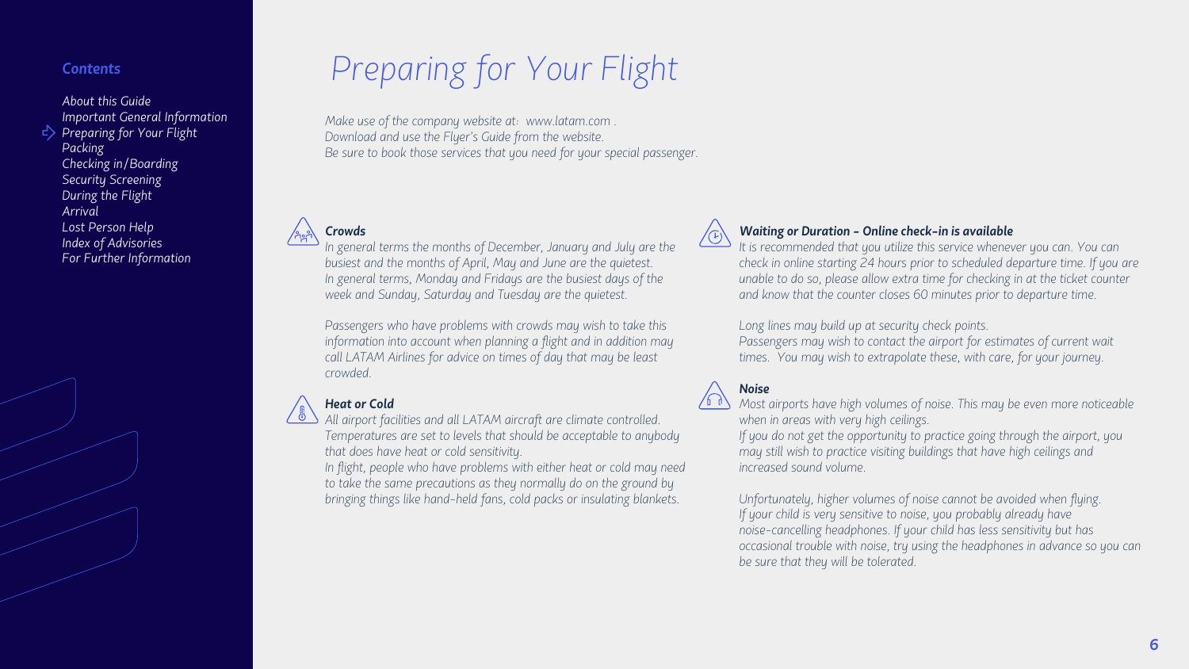## Contents

- About this Guide
- Important General Information
- Preparing for Your Flight
- Packing
- Checking in/Boarding
- Security Screening
- During the Flight
- Arrival
- Lost Person Help
- Index of Advisories
- For Further Information

# Preparing for Your Flight

*Make use of the company website at: www.latam.com .*
*Download and use the Flyer's Guide from the website.*
*Be sure to book those services that you need for your special passenger.*

### *Crowds*

*In general terms the months of December, January and July are the busiest and the months of April, May and June are the quietest. In general terms, Monday and Fridays are the busiest days of the week and Sunday, Saturday and Tuesday are the quietest.*

*Passengers who have problems with crowds may wish to take this information into account when planning a flight and in addition may call LATAM Airlines for advice on times of day that may be least crowded.*

### *Heat or Cold*

*All airport facilities and all LATAM aircraft are climate controlled. Temperatures are set to levels that should be acceptable to anybody that does have heat or cold sensitivity.*
*In flight, people who have problems with either heat or cold may need to take the same precautions as they normally do on the ground by bringing things like hand-held fans, cold packs or insulating blankets.*

### *Waiting or Duration - Online check-in is available*

*It is recommended that you utilize this service whenever you can. You can check in online starting 24 hours prior to scheduled departure time. If you are unable to do so, please allow extra time for checking in at the ticket counter and know that the counter closes 60 minutes prior to departure time.*

*Long lines may build up at security check points.*
*Passengers may wish to contact the airport for estimates of current wait times. You may wish to extrapolate these, with care, for your journey.*

### *Noise*

*Most airports have high volumes of noise. This may be even more noticeable when in areas with very high ceilings.*
*If you do not get the opportunity to practice going through the airport, you may still wish to practice visiting buildings that have high ceilings and increased sound volume.*

*Unfortunately, higher volumes of noise cannot be avoided when flying. If your child is very sensitive to noise, you probably already have noise-cancelling headphones. If your child has less sensitivity but has occasional trouble with noise, try using the headphones in advance so you can be sure that they will be tolerated.*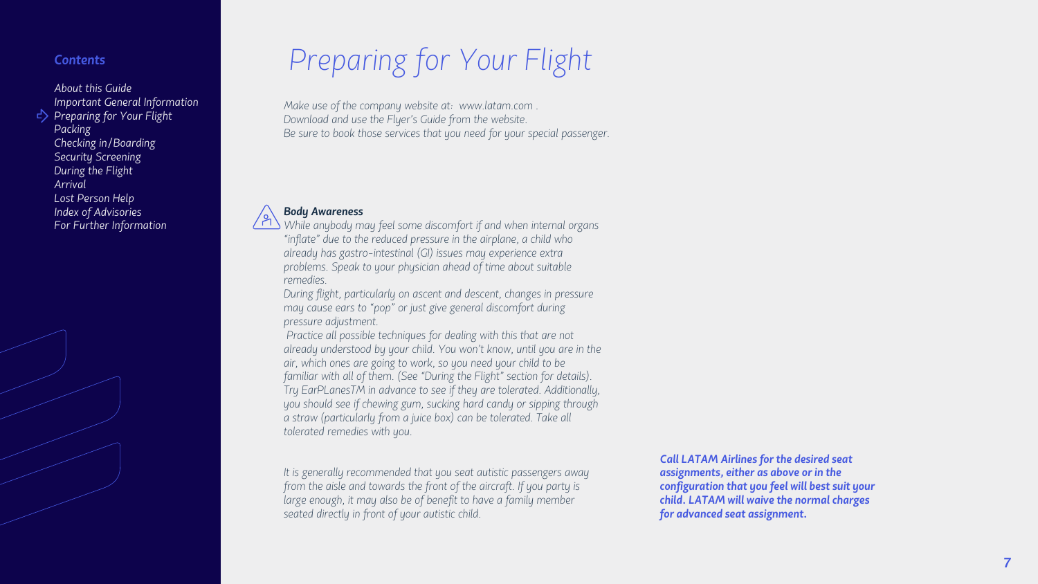## Contents

- About this Guide
- Important General Information
- Preparing for Your Flight
- Packing
- Checking in/Boarding
- Security Screening
- During the Flight
- Arrival
- Lost Person Help
- Index of Advisories
- For Further Information

# *Preparing for Your Flight*

*Make use of the company website at: www.latam.com .*
*Download and use the Flyer's Guide from the website.*
*Be sure to book those services that you need for your special passenger.*

***Body Awareness***

*While anybody may feel some discomfort if and when internal organs "inflate" due to the reduced pressure in the airplane, a child who already has gastro-intestinal (GI) issues may experience extra problems. Speak to your physician ahead of time about suitable remedies.*

*During flight, particularly on ascent and descent, changes in pressure may cause ears to "pop" or just give general discomfort during pressure adjustment.*

*Practice all possible techniques for dealing with this that are not already understood by your child. You won't know, until you are in the air, which ones are going to work, so you need your child to be familiar with all of them. (See "During the Flight" section for details). Try EarPLanesTM in advance to see if they are tolerated. Additionally, you should see if chewing gum, sucking hard candy or sipping through a straw (particularly from a juice box) can be tolerated. Take all tolerated remedies with you.*

*It is generally recommended that you seat autistic passengers away from the aisle and towards the front of the aircraft. If you party is large enough, it may also be of benefit to have a family member seated directly in front of your autistic child.*

***Call LATAM Airlines for the desired seat assignments, either as above or in the configuration that you feel will best suit your child. LATAM will waive the normal charges for advanced seat assignment.***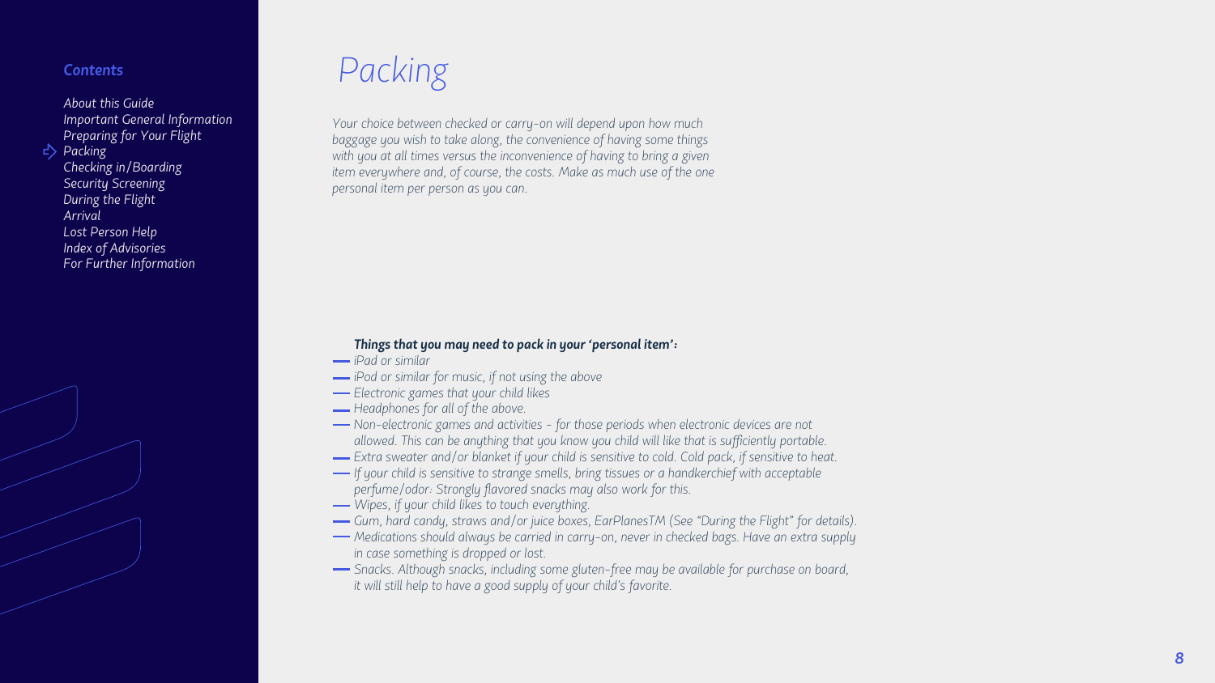# Packing

*Your choice between checked or carry-on will depend upon how much baggage you wish to take along, the convenience of having some things with you at all times versus the inconvenience of having to bring a given item everywhere and, of course, the costs. Make as much use of the one personal item per person as you can.*

***Things that you may need to pack in your 'personal item':***

- *iPad or similar*
- *iPod or similar for music, if not using the above*
- *Electronic games that your child likes*
- *Headphones for all of the above.*
- *Non-electronic games and activities – for those periods when electronic devices are not allowed. This can be anything that you know you child will like that is sufficiently portable.*
- *Extra sweater and/or blanket if your child is sensitive to cold. Cold pack, if sensitive to heat.*
- *If your child is sensitive to strange smells, bring tissues or a handkerchief with acceptable perfume/odor: Strongly flavored snacks may also work for this.*
- *Wipes, if your child likes to touch everything.*
- *Gum, hard candy, straws and/or juice boxes, EarPlanesTM (See "During the Flight" for details).*
- *Medications should always be carried in carry-on, never in checked bags. Have an extra supply in case something is dropped or lost.*
- *Snacks. Although snacks, including some gluten-free may be available for purchase on board, it will still help to have a good supply of your child's favorite.*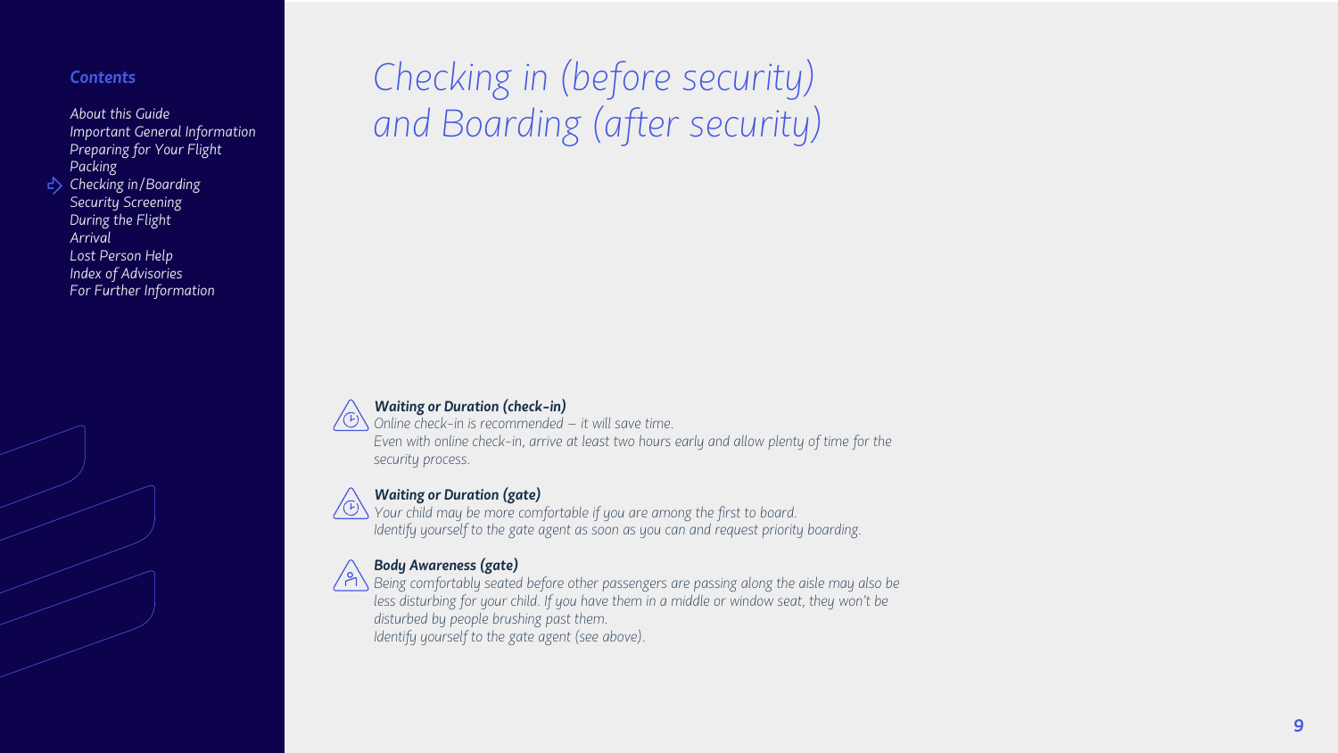**Contents**

*About this Guide*
*Important General Information*
*Preparing for Your Flight*
*Packing*
*Checking in/Boarding*
*Security Screening*
*During the Flight*
*Arrival*
*Lost Person Help*
*Index of Advisories*
*For Further Information*

# *Checking in (before security) and Boarding (after security)*

***Waiting or Duration (check-in)***
*Online check-in is recommended – it will save time.*
*Even with online check-in, arrive at least two hours early and allow plenty of time for the security process.*

***Waiting or Duration (gate)***
*Your child may be more comfortable if you are among the first to board.*
*Identify yourself to the gate agent as soon as you can and request priority boarding.*

***Body Awareness (gate)***
*Being comfortably seated before other passengers are passing along the aisle may also be less disturbing for your child. If you have them in a middle or window seat, they won't be disturbed by people brushing past them.*
*Identify yourself to the gate agent (see above).*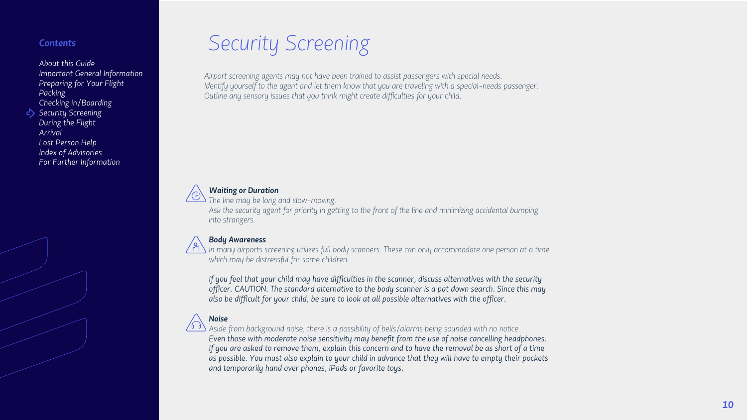**Contents**

- About this Guide
- Important General Information
- Preparing for Your Flight
- Packing
- Checking in/Boarding
- Security Screening
- During the Flight
- Arrival
- Lost Person Help
- Index of Advisories
- For Further Information

# Security Screening

*Airport screening agents may not have been trained to assist passengers with special needs.*
*Identify yourself to the agent and let them know that you are traveling with a special-needs passenger.*
*Outline any sensory issues that you think might create difficulties for your child.*

### *Waiting or Duration*

*The line may be long and slow-moving.*
*Ask the security agent for priority in getting to the front of the line and minimizing accidental bumping into strangers.*

### *Body Awareness*

*In many airports screening utilizes full body scanners. These can only accommodate one person at a time which may be distressful for some children.*

*If you feel that your child may have difficulties in the scanner, discuss alternatives with the security officer. CAUTION. The standard alternative to the body scanner is a pat down search. Since this may also be difficult for your child, be sure to look at all possible alternatives with the officer.*

### *Noise*

*Aside from background noise, there is a possibility of bells/alarms being sounded with no notice.*
*Even those with moderate noise sensitivity may benefit from the use of noise cancelling headphones. If you are asked to remove them, explain this concern and to have the removal be as short of a time as possible. You must also explain to your child in advance that they will have to empty their pockets and temporarily hand over phones, iPads or favorite toys.*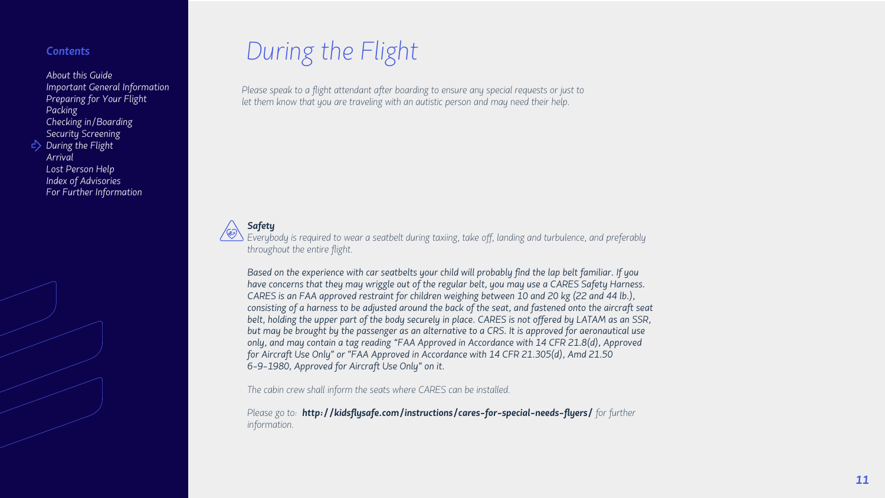# During the Flight

*Please speak to a flight attendant after boarding to ensure any special requests or just to let them know that you are traveling with an autistic person and may need their help.*

***Safety***

*Everybody is required to wear a seatbelt during taxiing, take off, landing and turbulence, and preferably throughout the entire flight.*

*Based on the experience with car seatbelts your child will probably find the lap belt familiar. If you have concerns that they may wriggle out of the regular belt, you may use a CARES Safety Harness. CARES is an FAA approved restraint for children weighing between 10 and 20 kg (22 and 44 lb.), consisting of a harness to be adjusted around the back of the seat, and fastened onto the aircraft seat belt, holding the upper part of the body securely in place. CARES is not offered by LATAM as an SSR, but may be brought by the passenger as an alternative to a CRS. It is approved for aeronautical use only, and may contain a tag reading "FAA Approved in Accordance with 14 CFR 21.8(d), Approved for Aircraft Use Only" or "FAA Approved in Accordance with 14 CFR 21.305(d), Amd 21.50 6-9-1980, Approved for Aircraft Use Only" on it.*

*The cabin crew shall inform the seats where CARES can be installed.*

*Please go to:* ***http://kidsflysafe.com/instructions/cares-for-special-needs-flyers/*** *for further information.*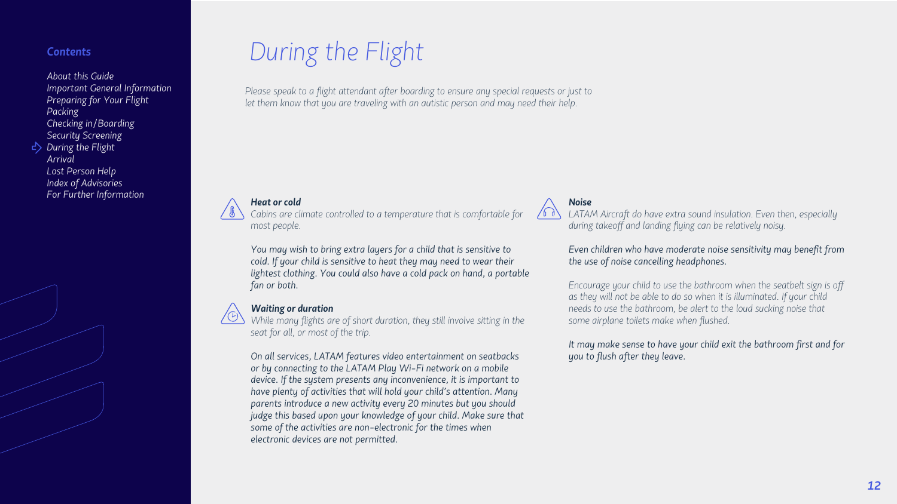# During the Flight

*Please speak to a flight attendant after boarding to ensure any special requests or just to let them know that you are traveling with an autistic person and may need their help.*

### *Heat or cold*

*Cabins are climate controlled to a temperature that is comfortable for most people.*

*You may wish to bring extra layers for a child that is sensitive to cold. If your child is sensitive to heat they may need to wear their lightest clothing. You could also have a cold pack on hand, a portable fan or both.*

### *Waiting or duration*

*While many flights are of short duration, they still involve sitting in the seat for all, or most of the trip.*

*On all services, LATAM features video entertainment on seatbacks or by connecting to the LATAM Play Wi-Fi network on a mobile device. If the system presents any inconvenience, it is important to have plenty of activities that will hold your child's attention. Many parents introduce a new activity every 20 minutes but you should judge this based upon your knowledge of your child. Make sure that some of the activities are non-electronic for the times when electronic devices are not permitted.*

### *Noise*

*LATAM Aircraft do have extra sound insulation. Even then, especially during takeoff and landing flying can be relatively noisy.*

*Even children who have moderate noise sensitivity may benefit from the use of noise cancelling headphones.*

*Encourage your child to use the bathroom when the seatbelt sign is off as they will not be able to do so when it is illuminated. If your child needs to use the bathroom, be alert to the loud sucking noise that some airplane toilets make when flushed.*

*It may make sense to have your child exit the bathroom first and for you to flush after they leave.*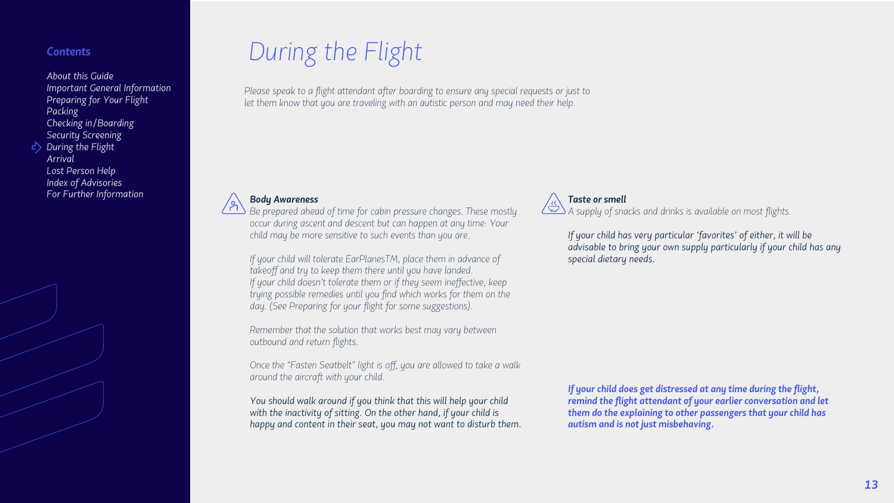**Contents**

- About this Guide
- Important General Information
- Preparing for Your Flight
- Packing
- Checking in/Boarding
- Security Screening
- During the Flight
- Arrival
- Lost Person Help
- Index of Advisories
- For Further Information

# *During the Flight*

*Please speak to a flight attendant after boarding to ensure any special requests or just to let them know that you are traveling with an autistic person and may need their help.*

### ***Body Awareness***

*Be prepared ahead of time for cabin pressure changes. These mostly occur during ascent and descent but can happen at any time: Your child may be more sensitive to such events than you are.*

*If your child will tolerate EarPlanesTM, place them in advance of takeoff and try to keep them there until you have landed. If your child doesn't tolerate them or if they seem ineffective, keep trying possible remedies until you find which works for them on the day. (See Preparing for your flight for some suggestions).*

*Remember that the solution that works best may vary between outbound and return flights.*

*Once the "Fasten Seatbelt" light is off, you are allowed to take a walk around the aircraft with your child.*

*You should walk around if you think that this will help your child with the inactivity of sitting. On the other hand, if your child is happy and content in their seat, you may not want to disturb them.*

### ***Taste or smell***

*A supply of snacks and drinks is available on most flights.*

*If your child has very particular 'favorites' of either, it will be advisable to bring your own supply particularly if your child has any special dietary needs.*

***If your child does get distressed at any time during the flight, remind the flight attendant of your earlier conversation and let them do the explaining to other passengers that your child has autism and is not just misbehaving.***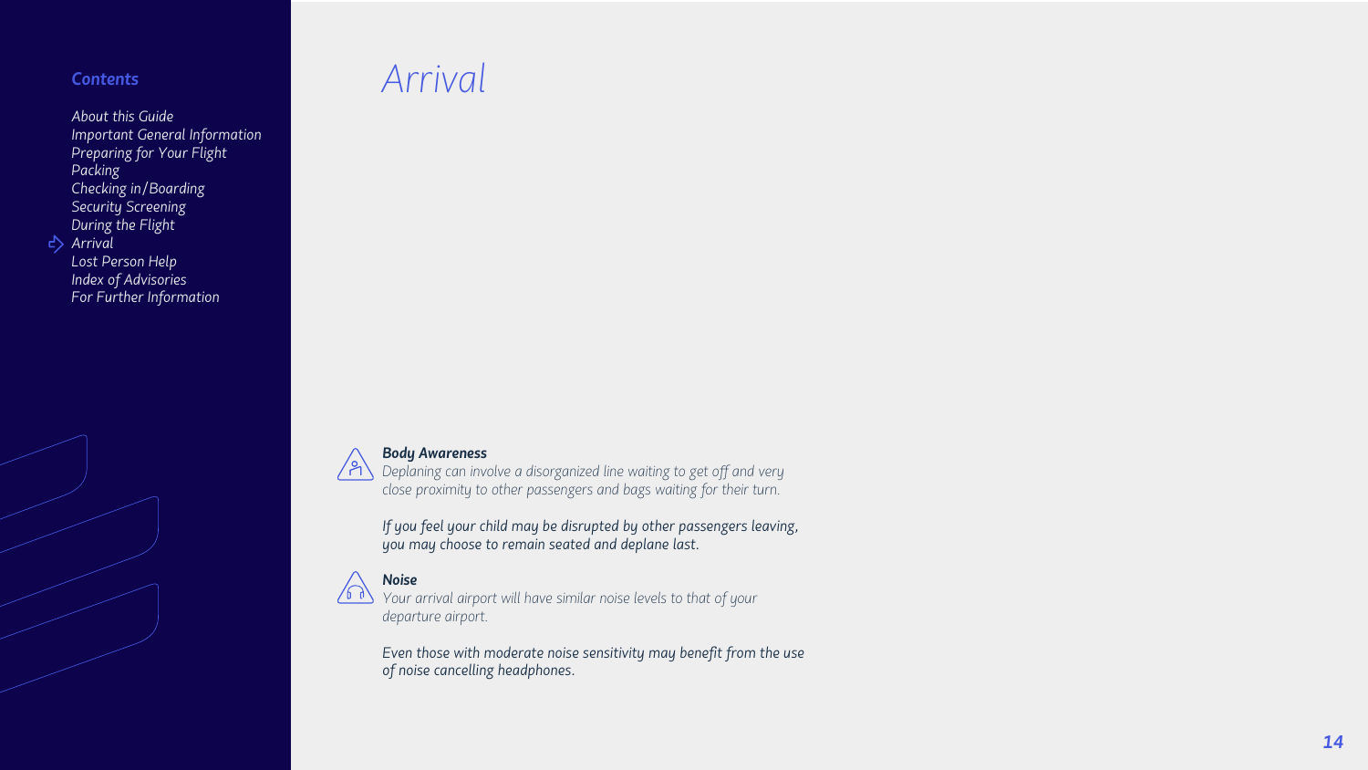# Arrival

### Body Awareness

*Deplaning can involve a disorganized line waiting to get off and very close proximity to other passengers and bags waiting for their turn.*

*If you feel your child may be disrupted by other passengers leaving, you may choose to remain seated and deplane last.*

### Noise

*Your arrival airport will have similar noise levels to that of your departure airport.*

*Even those with moderate noise sensitivity may benefit from the use of noise cancelling headphones.*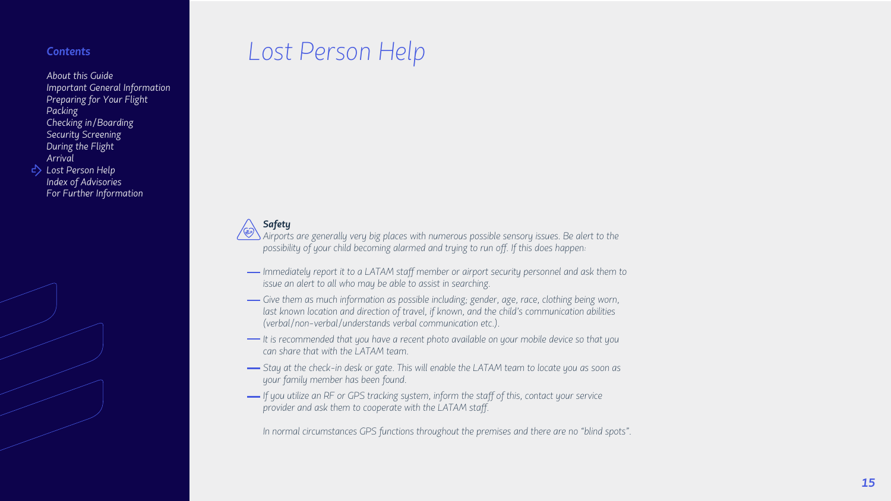**Contents**

- About this Guide
- Important General Information
- Preparing for Your Flight
- Packing
- Checking in/Boarding
- Security Screening
- During the Flight
- Arrival
- Lost Person Help
- Index of Advisories
- For Further Information

# Lost Person Help

***Safety***

*Airports are generally very big places with numerous possible sensory issues. Be alert to the possibility of your child becoming alarmed and trying to run off. If this does happen:*

- *Immediately report it to a LATAM staff member or airport security personnel and ask them to issue an alert to all who may be able to assist in searching.*
- *Give them as much information as possible including; gender, age, race, clothing being worn, last known location and direction of travel, if known, and the child's communication abilities (verbal/non-verbal/understands verbal communication etc.).*
- *It is recommended that you have a recent photo available on your mobile device so that you can share that with the LATAM team.*
- *Stay at the check-in desk or gate. This will enable the LATAM team to locate you as soon as your family member has been found.*
- *If you utilize an RF or GPS tracking system, inform the staff of this, contact your service provider and ask them to cooperate with the LATAM staff.*

*In normal circumstances GPS functions throughout the premises and there are no "blind spots".*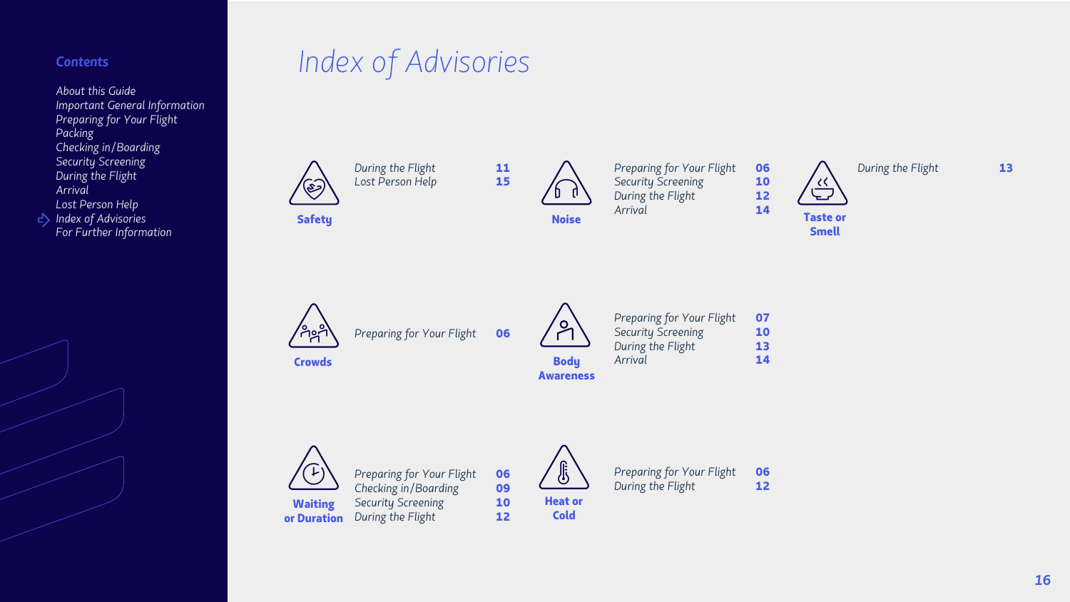## Contents

- About this Guide
- Important General Information
- Preparing for Your Flight
- Packing
- Checking in/Boarding
- Security Screening
- During the Flight
- Arrival
- Lost Person Help
- Index of Advisories
- For Further Information

# Index of Advisories

### Safety

| Section | Page |
| --- | --- |
| During the Flight | 11 |
| Lost Person Help | 15 |

### Noise

| Section | Page |
| --- | --- |
| Preparing for Your Flight | 06 |
| Security Screening | 10 |
| During the Flight | 12 |
| Arrival | 14 |

### Taste or Smell

| Section | Page |
| --- | --- |
| During the Flight | 13 |

### Crowds

| Section | Page |
| --- | --- |
| Preparing for Your Flight | 06 |

### Body Awareness

| Section | Page |
| --- | --- |
| Preparing for Your Flight | 07 |
| Security Screening | 10 |
| During the Flight | 13 |
| Arrival | 14 |

### Waiting or Duration

| Section | Page |
| --- | --- |
| Preparing for Your Flight | 06 |
| Checking in/Boarding | 09 |
| Security Screening | 10 |
| During the Flight | 12 |

### Heat or Cold

| Section | Page |
| --- | --- |
| Preparing for Your Flight | 06 |
| During the Flight | 12 |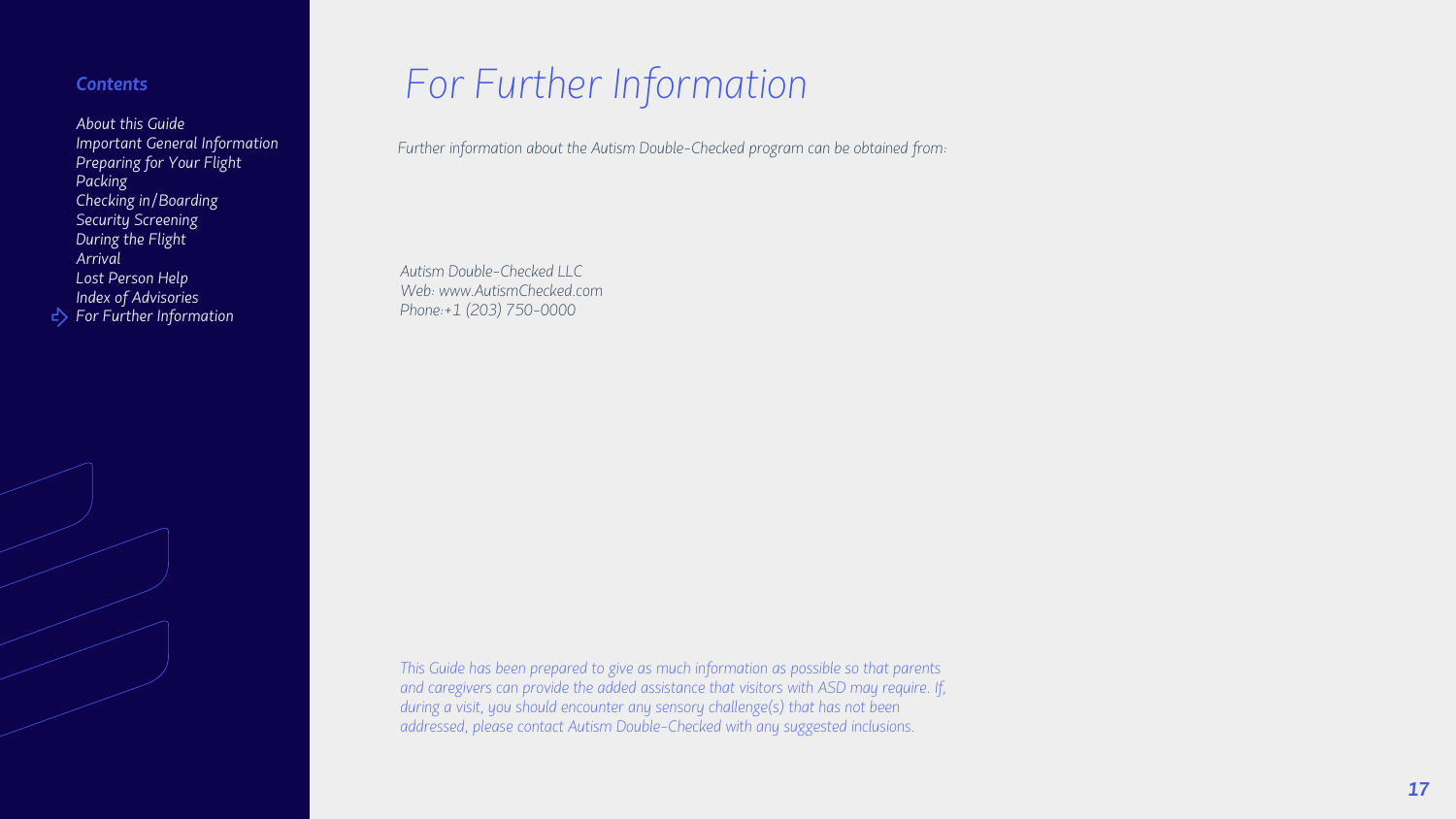## Contents

- About this Guide
- Important General Information
- Preparing for Your Flight
- Packing
- Checking in/Boarding
- Security Screening
- During the Flight
- Arrival
- Lost Person Help
- Index of Advisories
- For Further Information

# For Further Information

*Further information about the Autism Double-Checked program can be obtained from:*

*Autism Double-Checked LLC*
*Web: www.AutismChecked.com*
*Phone:+1 (203) 750-0000*

*This Guide has been prepared to give as much information as possible so that parents and caregivers can provide the added assistance that visitors with ASD may require. If, during a visit, you should encounter any sensory challenge(s) that has not been addressed, please contact Autism Double-Checked with any suggested inclusions.*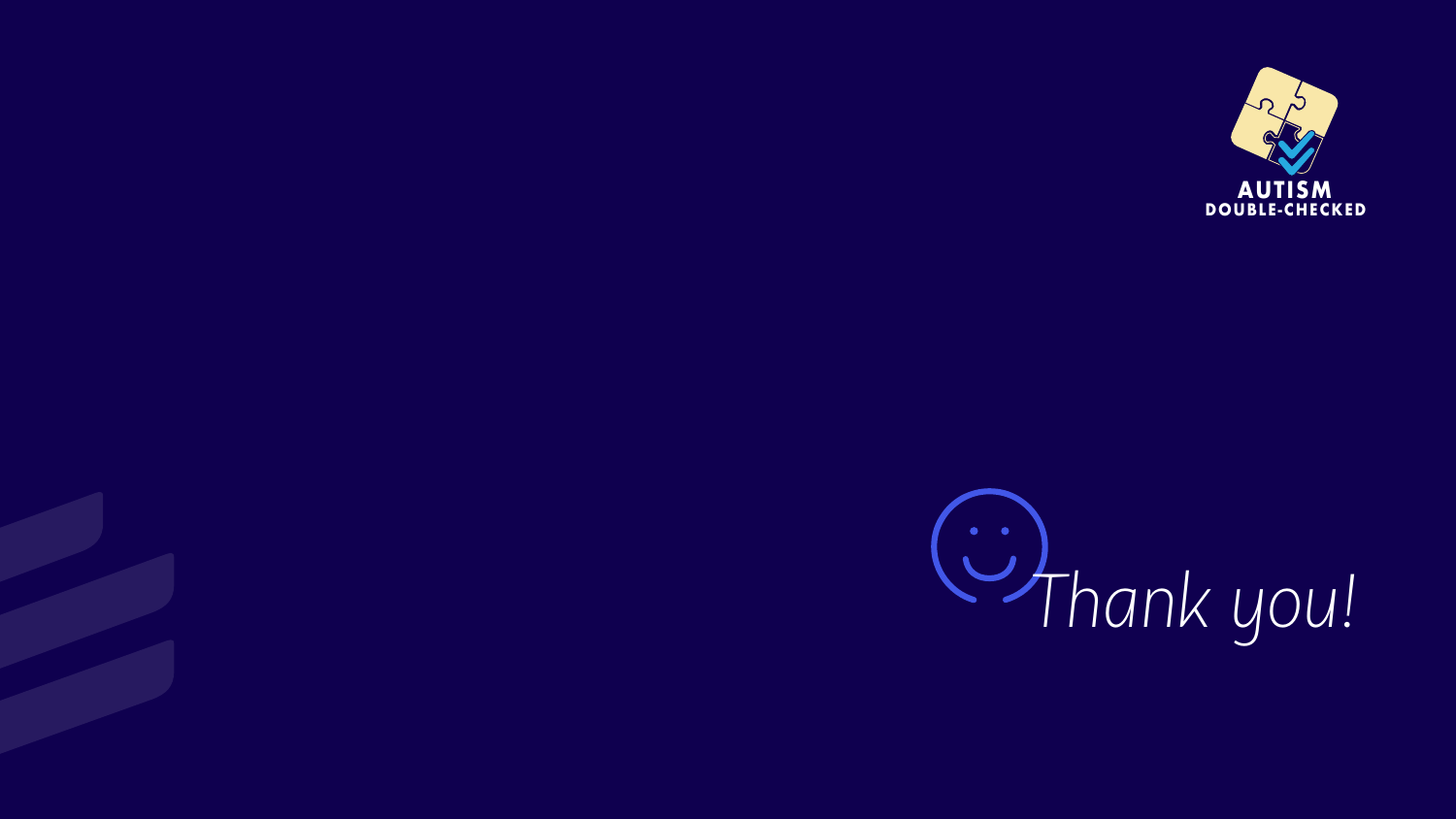AUTISM
DOUBLE-CHECKED

*Thank you!*